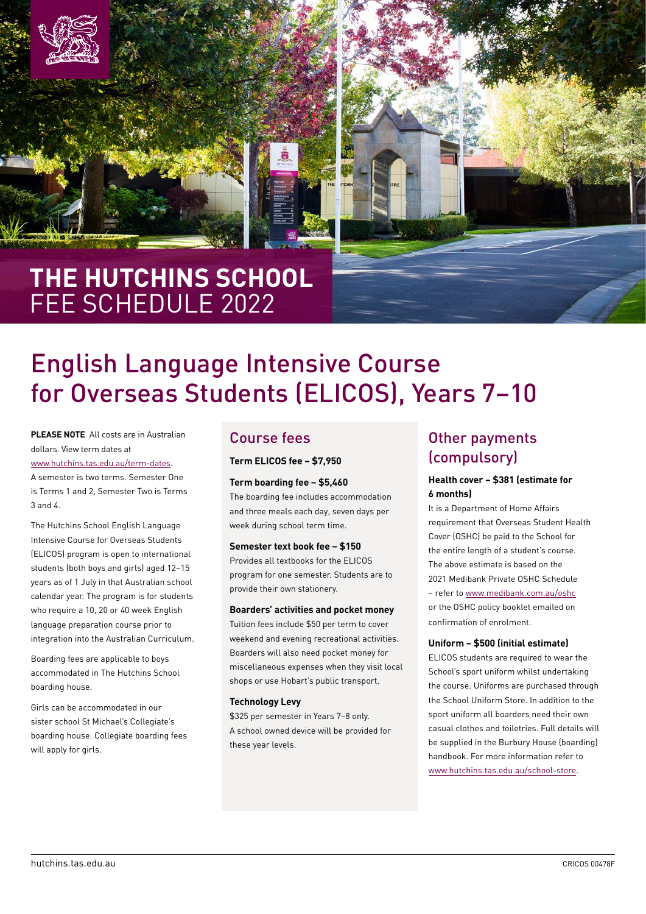# THE HUTCHINS SCHOOL
FEE SCHEDULE 2022

## English Language Intensive Course for Overseas Students (ELICOS), Years 7–10

**PLEASE NOTE** All costs are in Australian dollars. View term dates at www.hutchins.tas.edu.au/term-dates. A semester is two terms. Semester One is Terms 1 and 2, Semester Two is Terms 3 and 4.

The Hutchins School English Language Intensive Course for Overseas Students (ELICOS) program is open to international students (both boys and girls) aged 12–15 years as of 1 July in that Australian school calendar year. The program is for students who require a 10, 20 or 40 week English language preparation course prior to integration into the Australian Curriculum.

Boarding fees are applicable to boys accommodated in The Hutchins School boarding house.

Girls can be accommodated in our sister school St Michael's Collegiate's boarding house. Collegiate boarding fees will apply for girls.

### Course fees

**Term ELICOS fee – $7,950**

**Term boarding fee – $5,460**
The boarding fee includes accommodation and three meals each day, seven days per week during school term time.

**Semester text book fee – $150**
Provides all textbooks for the ELICOS program for one semester. Students are to provide their own stationery.

**Boarders' activities and pocket money**
Tuition fees include $50 per term to cover weekend and evening recreational activities. Boarders will also need pocket money for miscellaneous expenses when they visit local shops or use Hobart's public transport.

**Technology Levy**
$325 per semester in Years 7–8 only. A school owned device will be provided for these year levels.

### Other payments (compulsory)

**Health cover – $381 (estimate for 6 months)**
It is a Department of Home Affairs requirement that Overseas Student Health Cover (OSHC) be paid to the School for the entire length of a student's course. The above estimate is based on the 2021 Medibank Private OSHC Schedule – refer to www.medibank.com.au/oshc or the OSHC policy booklet emailed on confirmation of enrolment.

**Uniform – $500 (initial estimate)**
ELICOS students are required to wear the School's sport uniform whilst undertaking the course. Uniforms are purchased through the School Uniform Store. In addition to the sport uniform all boarders need their own casual clothes and toiletries. Full details will be supplied in the Burbury House (boarding) handbook. For more information refer to www.hutchins.tas.edu.au/school-store.

hutchins.tas.edu.au CRICOS 00478F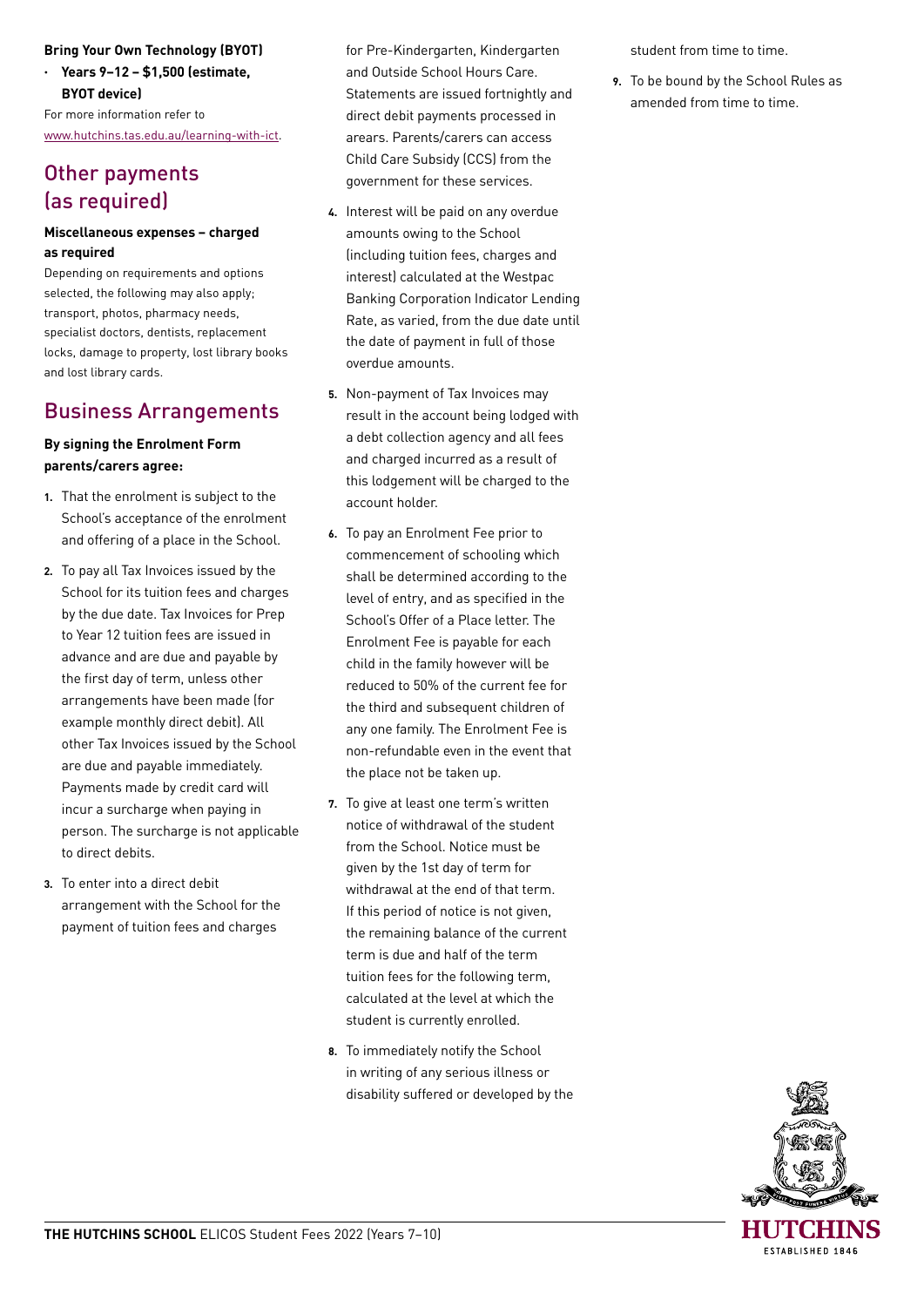**Bring Your Own Technology (BYOT)**

- **Years 9–12 – $1,500 (estimate, BYOT device)**

For more information refer to www.hutchins.tas.edu.au/learning-with-ict.

## Other payments (as required)

**Miscellaneous expenses – charged as required**

Depending on requirements and options selected, the following may also apply; transport, photos, pharmacy needs, specialist doctors, dentists, replacement locks, damage to property, lost library books and lost library cards.

## Business Arrangements

**By signing the Enrolment Form parents/carers agree:**

1. That the enrolment is subject to the School's acceptance of the enrolment and offering of a place in the School.
2. To pay all Tax Invoices issued by the School for its tuition fees and charges by the due date. Tax Invoices for Prep to Year 12 tuition fees are issued in advance and are due and payable by the first day of term, unless other arrangements have been made (for example monthly direct debit). All other Tax Invoices issued by the School are due and payable immediately. Payments made by credit card will incur a surcharge when paying in person. The surcharge is not applicable to direct debits.
3. To enter into a direct debit arrangement with the School for the payment of tuition fees and charges for Pre-Kindergarten, Kindergarten and Outside School Hours Care. Statements are issued fortnightly and direct debit payments processed in arears. Parents/carers can access Child Care Subsidy (CCS) from the government for these services.
4. Interest will be paid on any overdue amounts owing to the School (including tuition fees, charges and interest) calculated at the Westpac Banking Corporation Indicator Lending Rate, as varied, from the due date until the date of payment in full of those overdue amounts.
5. Non-payment of Tax Invoices may result in the account being lodged with a debt collection agency and all fees and charged incurred as a result of this lodgement will be charged to the account holder.
6. To pay an Enrolment Fee prior to commencement of schooling which shall be determined according to the level of entry, and as specified in the School's Offer of a Place letter. The Enrolment Fee is payable for each child in the family however will be reduced to 50% of the current fee for the third and subsequent children of any one family. The Enrolment Fee is non-refundable even in the event that the place not be taken up.
7. To give at least one term's written notice of withdrawal of the student from the School. Notice must be given by the 1st day of term for withdrawal at the end of that term. If this period of notice is not given, the remaining balance of the current term is due and half of the term tuition fees for the following term, calculated at the level at which the student is currently enrolled.
8. To immediately notify the School in writing of any serious illness or disability suffered or developed by the student from time to time.
9. To be bound by the School Rules as amended from time to time.